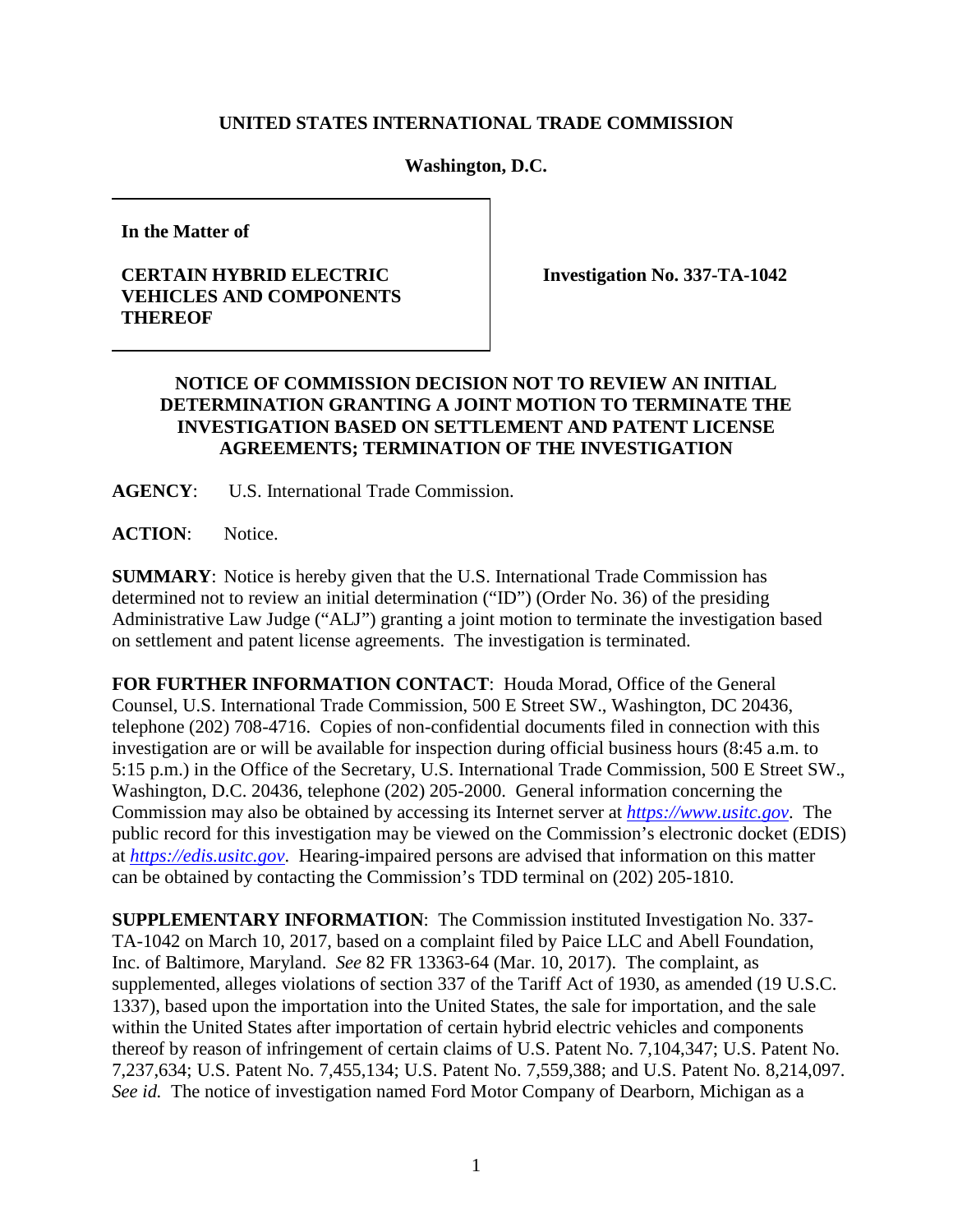**UNITED STATES INTERNATIONAL TRADE COMMISSION**

**Washington, D.C.**

**In the Matter of**

**CERTAIN HYBRID ELECTRIC VEHICLES AND COMPONENTS THEREOF**

**Investigation No. 337-TA-1042**

**NOTICE OF COMMISSION DECISION NOT TO REVIEW AN INITIAL DETERMINATION GRANTING A JOINT MOTION TO TERMINATE THE INVESTIGATION BASED ON SETTLEMENT AND PATENT LICENSE AGREEMENTS; TERMINATION OF THE INVESTIGATION**

**AGENCY**: U.S. International Trade Commission.

**ACTION**: Notice.

**SUMMARY**: Notice is hereby given that the U.S. International Trade Commission has determined not to review an initial determination ("ID") (Order No. 36) of the presiding Administrative Law Judge ("ALJ") granting a joint motion to terminate the investigation based on settlement and patent license agreements. The investigation is terminated.

**FOR FURTHER INFORMATION CONTACT**: Houda Morad, Office of the General Counsel, U.S. International Trade Commission, 500 E Street SW., Washington, DC 20436, telephone (202) 708-4716. Copies of non-confidential documents filed in connection with this investigation are or will be available for inspection during official business hours (8:45 a.m. to 5:15 p.m.) in the Office of the Secretary, U.S. International Trade Commission, 500 E Street SW., Washington, D.C. 20436, telephone (202) 205-2000. General information concerning the Commission may also be obtained by accessing its Internet server at *https://www.usitc.gov*. The public record for this investigation may be viewed on the Commission's electronic docket (EDIS) at *https://edis.usitc.gov*. Hearing-impaired persons are advised that information on this matter can be obtained by contacting the Commission's TDD terminal on (202) 205-1810.

**SUPPLEMENTARY INFORMATION**: The Commission instituted Investigation No. 337-TA-1042 on March 10, 2017, based on a complaint filed by Paice LLC and Abell Foundation, Inc. of Baltimore, Maryland. *See* 82 FR 13363-64 (Mar. 10, 2017). The complaint, as supplemented, alleges violations of section 337 of the Tariff Act of 1930, as amended (19 U.S.C. 1337), based upon the importation into the United States, the sale for importation, and the sale within the United States after importation of certain hybrid electric vehicles and components thereof by reason of infringement of certain claims of U.S. Patent No. 7,104,347; U.S. Patent No. 7,237,634; U.S. Patent No. 7,455,134; U.S. Patent No. 7,559,388; and U.S. Patent No. 8,214,097. *See id.* The notice of investigation named Ford Motor Company of Dearborn, Michigan as a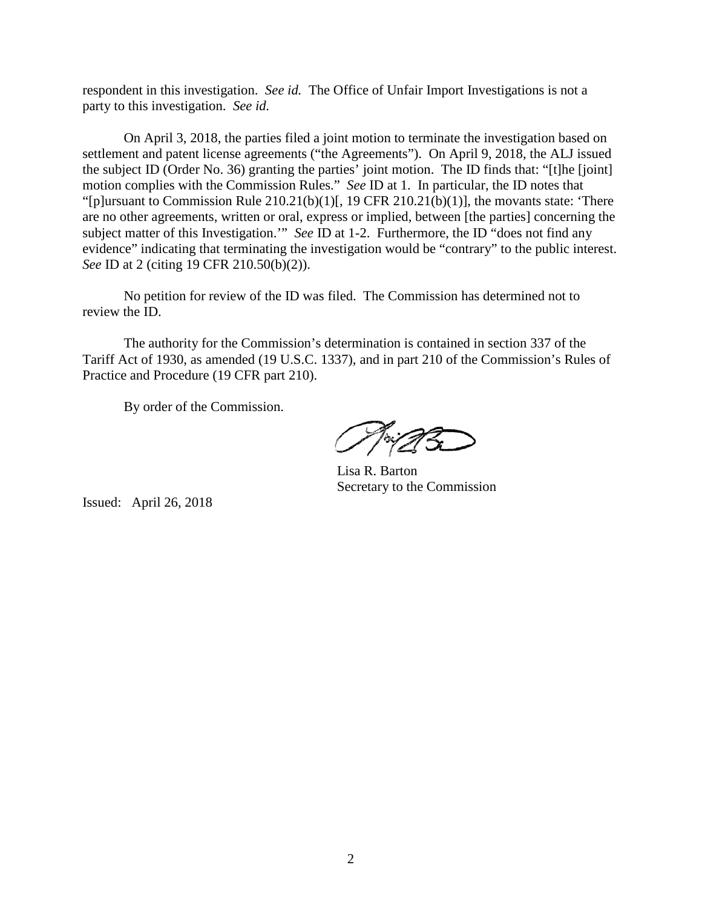respondent in this investigation. *See id.* The Office of Unfair Import Investigations is not a party to this investigation. *See id.*

On April 3, 2018, the parties filed a joint motion to terminate the investigation based on settlement and patent license agreements ("the Agreements"). On April 9, 2018, the ALJ issued the subject ID (Order No. 36) granting the parties' joint motion. The ID finds that: "[t]he [joint] motion complies with the Commission Rules." *See* ID at 1. In particular, the ID notes that "[p]ursuant to Commission Rule 210.21(b)(1)[, 19 CFR 210.21(b)(1)], the movants state: 'There are no other agreements, written or oral, express or implied, between [the parties] concerning the subject matter of this Investigation.'" *See* ID at 1-2. Furthermore, the ID "does not find any evidence" indicating that terminating the investigation would be "contrary" to the public interest. *See* ID at 2 (citing 19 CFR 210.50(b)(2)).

No petition for review of the ID was filed. The Commission has determined not to review the ID.

The authority for the Commission's determination is contained in section 337 of the Tariff Act of 1930, as amended (19 U.S.C. 1337), and in part 210 of the Commission's Rules of Practice and Procedure (19 CFR part 210).

By order of the Commission.

Lisa R. Barton
Secretary to the Commission

Issued: April 26, 2018